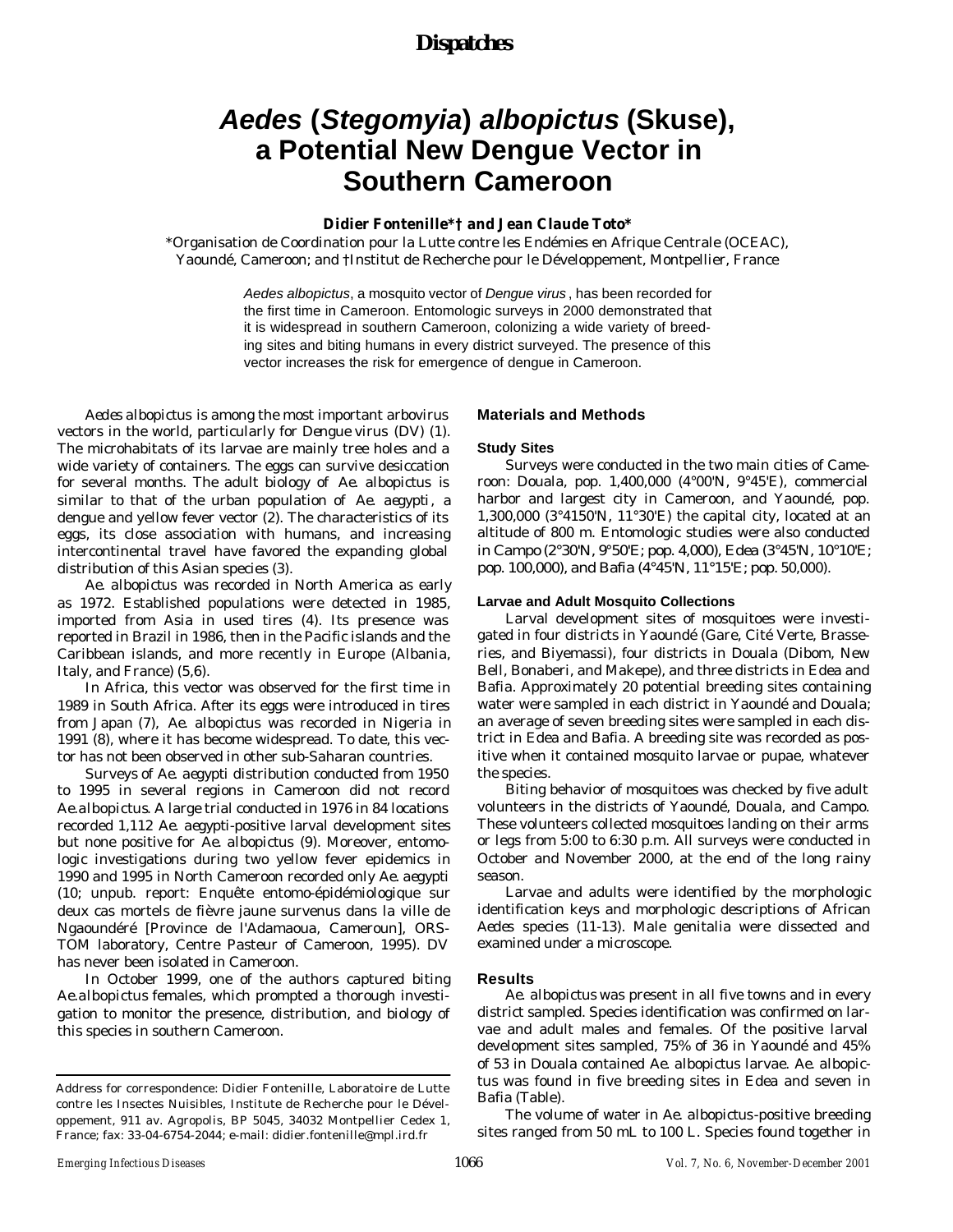# *Aedes* (*Stegomyia*) *albopictus* (Skuse), a Potential New Dengue Vector in Southern Cameroon

**Didier Fontenille\*† and Jean Claude Toto\***

\*Organisation de Coordination pour la Lutte contre les Endémies en Afrique Centrale (OCEAC), Yaoundé, Cameroon; and †Institut de Recherche pour le Développement, Montpellier, France

*Aedes albopictus*, a mosquito vector of *Dengue virus*, has been recorded for the first time in Cameroon. Entomologic surveys in 2000 demonstrated that it is widespread in southern Cameroon, colonizing a wide variety of breeding sites and biting humans in every district surveyed. The presence of this vector increases the risk for emergence of dengue in Cameroon.

*Aedes albopictus* is among the most important arbovirus vectors in the world, particularly for *Dengue virus* (DV) (1). The microhabitats of its larvae are mainly tree holes and a wide variety of containers. The eggs can survive desiccation for several months. The adult biology of *Ae. albopictus* is similar to that of the urban population of *Ae. aegypti*, a dengue and yellow fever vector (2). The characteristics of its eggs, its close association with humans, and increasing intercontinental travel have favored the expanding global distribution of this Asian species (3).

*Ae. albopictus* was recorded in North America as early as 1972. Established populations were detected in 1985, imported from Asia in used tires (4). Its presence was reported in Brazil in 1986, then in the Pacific islands and the Caribbean islands, and more recently in Europe (Albania, Italy, and France) (5,6).

In Africa, this vector was observed for the first time in 1989 in South Africa. After its eggs were introduced in tires from Japan (7), *Ae. albopictus* was recorded in Nigeria in 1991 (8), where it has become widespread. To date, this vector has not been observed in other sub-Saharan countries.

Surveys of *Ae. aegypti* distribution conducted from 1950 to 1995 in several regions in Cameroon did not record *Ae.albopictus*. A large trial conducted in 1976 in 84 locations recorded 1,112 *Ae. aegypti*-positive larval development sites but none positive for *Ae. albopictus* (9). Moreover, entomologic investigations during two yellow fever epidemics in 1990 and 1995 in North Cameroon recorded only *Ae. aegypti* (10; unpub. report: Enquête entomo-épidémiologique sur deux cas mortels de fièvre jaune survenus dans la ville de Ngaoundéré [Province de l'Adamaoua, Cameroun], ORSTOM laboratory, Centre Pasteur of Cameroon, 1995). DV has never been isolated in Cameroon.

In October 1999, one of the authors captured biting *Ae.albopictus* females, which prompted a thorough investigation to monitor the presence, distribution, and biology of this species in southern Cameroon.

## Materials and Methods

### Study Sites

Surveys were conducted in the two main cities of Cameroon: Douala, pop. 1,400,000 (4°00'N, 9°45'E), commercial harbor and largest city in Cameroon, and Yaoundé, pop. 1,300,000 (3°4150'N, 11°30'E) the capital city, located at an altitude of 800 m. Entomologic studies were also conducted in Campo (2°30'N, 9°50'E; pop. 4,000), Edea (3°45'N, 10°10'E; pop. 100,000), and Bafia (4°45'N, 11°15'E; pop. 50,000).

### Larvae and Adult Mosquito Collections

Larval development sites of mosquitoes were investigated in four districts in Yaoundé (Gare, Cité Verte, Brasseries, and Biyemassi), four districts in Douala (Dibom, New Bell, Bonaberi, and Makepe), and three districts in Edea and Bafia. Approximately 20 potential breeding sites containing water were sampled in each district in Yaoundé and Douala; an average of seven breeding sites were sampled in each district in Edea and Bafia. A breeding site was recorded as positive when it contained mosquito larvae or pupae, whatever the species.

Biting behavior of mosquitoes was checked by five adult volunteers in the districts of Yaoundé, Douala, and Campo. These volunteers collected mosquitoes landing on their arms or legs from 5:00 to 6:30 p.m. All surveys were conducted in October and November 2000, at the end of the long rainy season.

Larvae and adults were identified by the morphologic identification keys and morphologic descriptions of African *Aedes* species (11-13). Male genitalia were dissected and examined under a microscope.

## Results

*Ae. albopictus* was present in all five towns and in every district sampled. Species identification was confirmed on larvae and adult males and females. Of the positive larval development sites sampled, 75% of 36 in Yaoundé and 45% of 53 in Douala contained *Ae. albopictus* larvae. *Ae. albopictus* was found in five breeding sites in Edea and seven in Bafia (Table).

The volume of water in *Ae. albopictus*-positive breeding sites ranged from 50 mL to 100 L. Species found together in

Address for correspondence: Didier Fontenille, Laboratoire de Lutte contre les Insectes Nuisibles, Institute de Recherche pour le Développement, 911 av. Agropolis, BP 5045, 34032 Montpellier Cedex 1, France; fax: 33-04-6754-2044; e-mail: didier.fontenille@mpl.ird.fr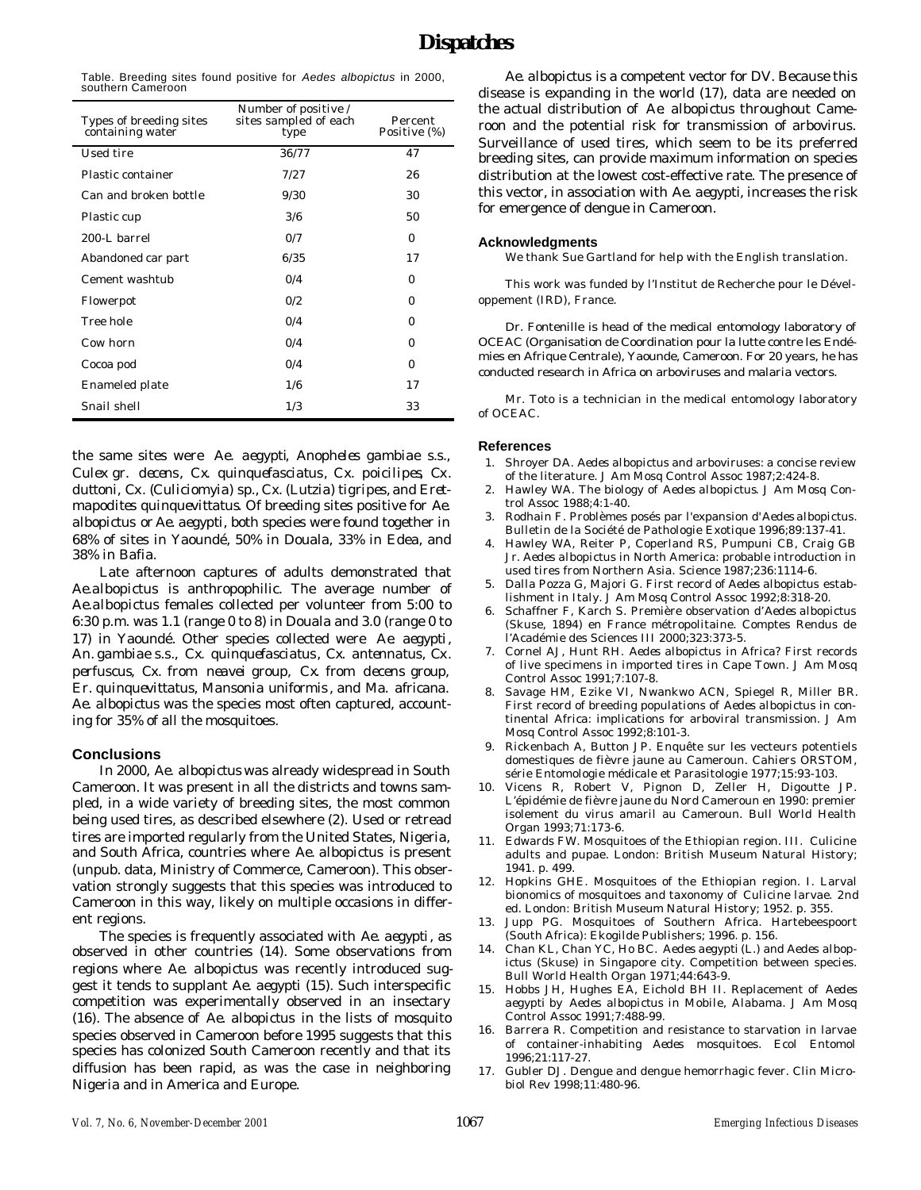Table. Breeding sites found positive for *Aedes albopictus* in 2000, southern Cameroon

| Types of breeding sites containing water | Number of positive / sites sampled of each type | Percent Positive (%) |
|---|---|---|
| Used tire | 36/77 | 47 |
| Plastic container | 7/27 | 26 |
| Can and broken bottle | 9/30 | 30 |
| Plastic cup | 3/6 | 50 |
| 200-L barrel | 0/7 | 0 |
| Abandoned car part | 6/35 | 17 |
| Cement washtub | 0/4 | 0 |
| Flowerpot | 0/2 | 0 |
| Tree hole | 0/4 | 0 |
| Cow horn | 0/4 | 0 |
| Cocoa pod | 0/4 | 0 |
| Enameled plate | 1/6 | 17 |
| Snail shell | 1/3 | 33 |

the same sites were *Ae. aegypti*, *Anopheles gambiae* s.s., *Culex gr. decens*, *Cx. quinquefasciatus*, *Cx. poicilipes*, *Cx. duttoni*, *Cx.* (*Culiciomyia*) sp., *Cx.* (*Lutzia*) *tigripes*, and *Eretmapodites quinquevittatus*. Of breeding sites positive for *Ae. albopictus* or *Ae. aegypti*, both species were found together in 68% of sites in Yaoundé, 50% in Douala, 33% in Edea, and 38% in Bafia.

Late afternoon captures of adults demonstrated that *Ae.albopictus* is anthropophilic. The average number of *Ae.albopictus* females collected per volunteer from 5:00 to 6:30 p.m. was 1.1 (range 0 to 8) in Douala and 3.0 (range 0 to 17) in Yaoundé. Other species collected were *Ae. aegypti*, *An. gambiae* s.s., *Cx. quinquefasciatus*, *Cx. antennatus*, *Cx. perfuscus*, *Cx.* from *neavei* group, *Cx.* from *decens* group, *Er. quinquevittatus*, *Mansonia uniformis*, and *Ma. africana*. *Ae. albopictus* was the species most often captured, accounting for 35% of all the mosquitoes.

## Conclusions

In 2000, *Ae. albopictus* was already widespread in South Cameroon. It was present in all the districts and towns sampled, in a wide variety of breeding sites, the most common being used tires, as described elsewhere (2). Used or retread tires are imported regularly from the United States, Nigeria, and South Africa, countries where *Ae. albopictus* is present (unpub. data, Ministry of Commerce, Cameroon). This observation strongly suggests that this species was introduced to Cameroon in this way, likely on multiple occasions in different regions.

The species is frequently associated with *Ae. aegypti*, as observed in other countries (14). Some observations from regions where *Ae. albopictus* was recently introduced suggest it tends to supplant *Ae. aegypti* (15). Such interspecific competition was experimentally observed in an insectary (16). The absence of *Ae. albopictus* in the lists of mosquito species observed in Cameroon before 1995 suggests that this species has colonized South Cameroon recently and that its diffusion has been rapid, as was the case in neighboring Nigeria and in America and Europe.

*Ae. albopictus* is a competent vector for DV. Because this disease is expanding in the world (17), data are needed on the actual distribution of *Ae. albopictus* throughout Cameroon and the potential risk for transmission of arbovirus. Surveillance of used tires, which seem to be its preferred breeding sites, can provide maximum information on species distribution at the lowest cost-effective rate. The presence of this vector, in association with *Ae. aegypti*, increases the risk for emergence of dengue in Cameroon.

### Acknowledgments

We thank Sue Gartland for help with the English translation.

This work was funded by l'Institut de Recherche pour le Développement (IRD), France.

Dr. Fontenille is head of the medical entomology laboratory of OCEAC (Organisation de Coordination pour la lutte contre les Endémies en Afrique Centrale), Yaounde, Cameroon. For 20 years, he has conducted research in Africa on arboviruses and malaria vectors.

Mr. Toto is a technician in the medical entomology laboratory of OCEAC.

### References

1. Shroyer DA. Aedes albopictus and arboviruses: a concise review of the literature. J Am Mosq Control Assoc 1987;2:424-8.
2. Hawley WA. The biology of Aedes albopictus. J Am Mosq Control Assoc 1988;4:1-40.
3. Rodhain F. Problèmes posés par l'expansion d'Aedes albopictus. Bulletin de la Société de Pathologie Exotique 1996;89:137-41.
4. Hawley WA, Reiter P, Coperland RS, Pumpuni CB, Craig GB Jr. Aedes albopictus in North America: probable introduction in used tires from Northern Asia. Science 1987;236:1114-6.
5. Dalla Pozza G, Majori G. First record of Aedes albopictus establishment in Italy. J Am Mosq Control Assoc 1992;8:318-20.
6. Schaffner F, Karch S. Première observation d'Aedes albopictus (Skuse, 1894) en France métropolitaine. Comptes Rendus de l'Académie des Sciences III 2000;323:373-5.
7. Cornel AJ, Hunt RH. Aedes albopictus in Africa? First records of live specimens in imported tires in Cape Town. J Am Mosq Control Assoc 1991;7:107-8.
8. Savage HM, Ezike VI, Nwankwo ACN, Spiegel R, Miller BR. First record of breeding populations of Aedes albopictus in continental Africa: implications for arboviral transmission. J Am Mosq Control Assoc 1992;8:101-3.
9. Rickenbach A, Button JP. Enquête sur les vecteurs potentiels domestiques de fièvre jaune au Cameroun. Cahiers ORSTOM, série Entomologie médicale et Parasitologie 1977;15:93-103.
10. Vicens R, Robert V, Pignon D, Zeller H, Digoutte JP. L'épidémie de fièvre jaune du Nord Cameroun en 1990: premier isolement du virus amaril au Cameroun. Bull World Health Organ 1993;71:173-6.
11. Edwards FW. Mosquitoes of the Ethiopian region. III. Culicine adults and pupae. London: British Museum Natural History; 1941. p. 499.
12. Hopkins GHE. Mosquitoes of the Ethiopian region. I. Larval bionomics of mosquitoes and taxonomy of Culicine larvae. 2nd ed. London: British Museum Natural History; 1952. p. 355.
13. Jupp PG. Mosquitoes of Southern Africa. Hartebeespoort (South Africa): Ekogilde Publishers; 1996. p. 156.
14. Chan KL, Chan YC, Ho BC. Aedes aegypti (L.) and Aedes albopictus (Skuse) in Singapore city. Competition between species. Bull World Health Organ 1971;44:643-9.
15. Hobbs JH, Hughes EA, Eichold BH II. Replacement of Aedes aegypti by Aedes albopictus in Mobile, Alabama. J Am Mosq Control Assoc 1991;7:488-99.
16. Barrera R. Competition and resistance to starvation in larvae of container-inhabiting Aedes mosquitoes. Ecol Entomol 1996;21:117-27.
17. Gubler DJ. Dengue and dengue hemorrhagic fever. Clin Microbiol Rev 1998;11:480-96.